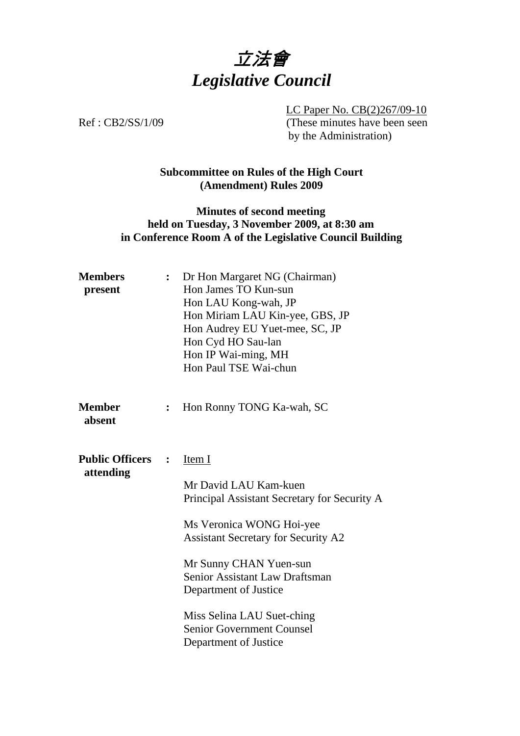# *立法會*
# *Legislative Council*

Ref : CB2/SS/1/09

LC Paper No. CB(2)267/09-10
(These minutes have been seen by the Administration)

**Subcommittee on Rules of the High Court (Amendment) Rules 2009**

**Minutes of second meeting held on Tuesday, 3 November 2009, at 8:30 am in Conference Room A of the Legislative Council Building**

**Members present** :
Dr Hon Margaret NG (Chairman)
Hon James TO Kun-sun
Hon LAU Kong-wah, JP
Hon Miriam LAU Kin-yee, GBS, JP
Hon Audrey EU Yuet-mee, SC, JP
Hon Cyd HO Sau-lan
Hon IP Wai-ming, MH
Hon Paul TSE Wai-chun

**Member absent** :
Hon Ronny TONG Ka-wah, SC

**Public Officers attending** :
Item I

Mr David LAU Kam-kuen
Principal Assistant Secretary for Security A

Ms Veronica WONG Hoi-yee
Assistant Secretary for Security A2

Mr Sunny CHAN Yuen-sun
Senior Assistant Law Draftsman
Department of Justice

Miss Selina LAU Suet-ching
Senior Government Counsel
Department of Justice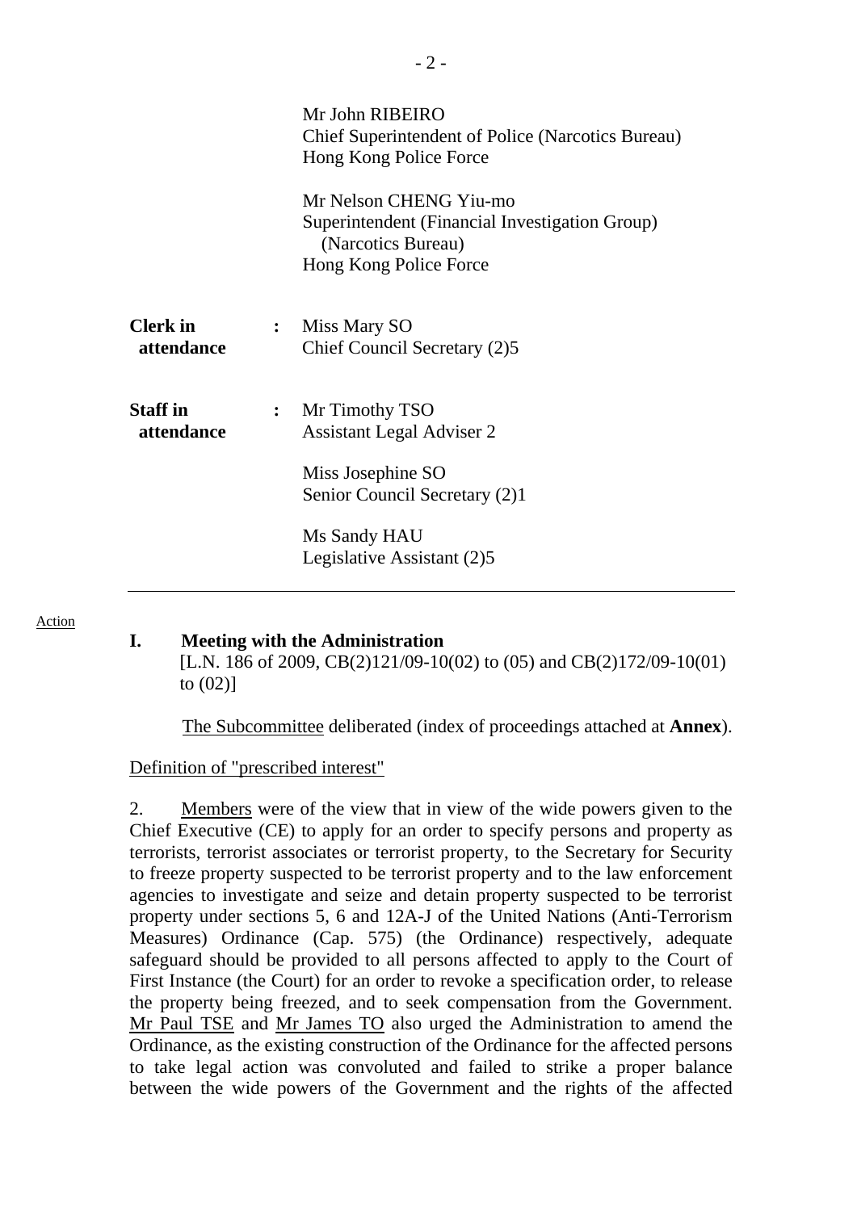Mr John RIBEIRO
Chief Superintendent of Police (Narcotics Bureau)
Hong Kong Police Force

Mr Nelson CHENG Yiu-mo
Superintendent (Financial Investigation Group) (Narcotics Bureau)
Hong Kong Police Force

| | | |
|---|---|---|
| **Clerk in attendance** | : | Miss Mary SO<br>Chief Council Secretary (2)5 |
| **Staff in attendance** | : | Mr Timothy TSO<br>Assistant Legal Adviser 2<br><br>Miss Josephine SO<br>Senior Council Secretary (2)1<br><br>Ms Sandy HAU<br>Legislative Assistant (2)5 |

Action

**I. Meeting with the Administration**
[L.N. 186 of 2009, CB(2)121/09-10(02) to (05) and CB(2)172/09-10(01) to (02)]

The Subcommittee deliberated (index of proceedings attached at **Annex**).

Definition of "prescribed interest"

2. Members were of the view that in view of the wide powers given to the Chief Executive (CE) to apply for an order to specify persons and property as terrorists, terrorist associates or terrorist property, to the Secretary for Security to freeze property suspected to be terrorist property and to the law enforcement agencies to investigate and seize and detain property suspected to be terrorist property under sections 5, 6 and 12A-J of the United Nations (Anti-Terrorism Measures) Ordinance (Cap. 575) (the Ordinance) respectively, adequate safeguard should be provided to all persons affected to apply to the Court of First Instance (the Court) for an order to revoke a specification order, to release the property being freezed, and to seek compensation from the Government. Mr Paul TSE and Mr James TO also urged the Administration to amend the Ordinance, as the existing construction of the Ordinance for the affected persons to take legal action was convoluted and failed to strike a proper balance between the wide powers of the Government and the rights of the affected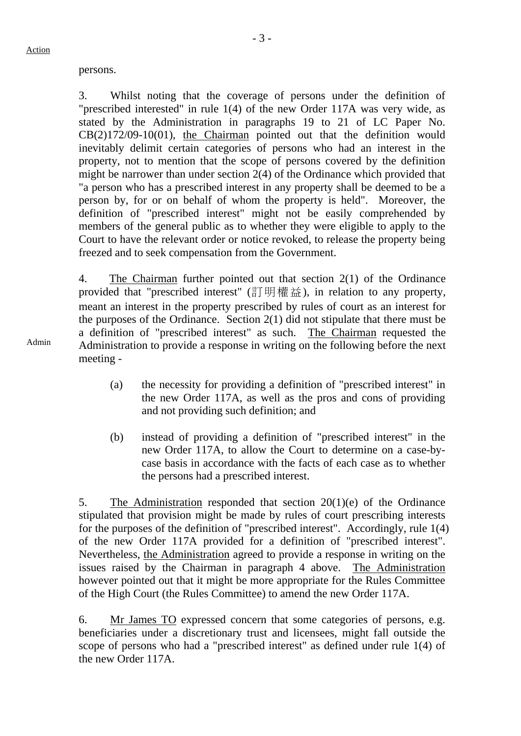Action

persons.

3. Whilst noting that the coverage of persons under the definition of "prescribed interested" in rule 1(4) of the new Order 117A was very wide, as stated by the Administration in paragraphs 19 to 21 of LC Paper No. CB(2)172/09-10(01), the Chairman pointed out that the definition would inevitably delimit certain categories of persons who had an interest in the property, not to mention that the scope of persons covered by the definition might be narrower than under section 2(4) of the Ordinance which provided that "a person who has a prescribed interest in any property shall be deemed to be a person by, for or on behalf of whom the property is held". Moreover, the definition of "prescribed interest" might not be easily comprehended by members of the general public as to whether they were eligible to apply to the Court to have the relevant order or notice revoked, to release the property being freezed and to seek compensation from the Government.

4. The Chairman further pointed out that section 2(1) of the Ordinance provided that "prescribed interest" (訂明權益), in relation to any property, meant an interest in the property prescribed by rules of court as an interest for the purposes of the Ordinance. Section 2(1) did not stipulate that there must be a definition of "prescribed interest" as such. The Chairman requested the Administration to provide a response in writing on the following before the next meeting -

Admin

(a) the necessity for providing a definition of "prescribed interest" in the new Order 117A, as well as the pros and cons of providing and not providing such definition; and

(b) instead of providing a definition of "prescribed interest" in the new Order 117A, to allow the Court to determine on a case-by-case basis in accordance with the facts of each case as to whether the persons had a prescribed interest.

5. The Administration responded that section 20(1)(e) of the Ordinance stipulated that provision might be made by rules of court prescribing interests for the purposes of the definition of "prescribed interest". Accordingly, rule 1(4) of the new Order 117A provided for a definition of "prescribed interest". Nevertheless, the Administration agreed to provide a response in writing on the issues raised by the Chairman in paragraph 4 above. The Administration however pointed out that it might be more appropriate for the Rules Committee of the High Court (the Rules Committee) to amend the new Order 117A.

6. Mr James TO expressed concern that some categories of persons, e.g. beneficiaries under a discretionary trust and licensees, might fall outside the scope of persons who had a "prescribed interest" as defined under rule 1(4) of the new Order 117A.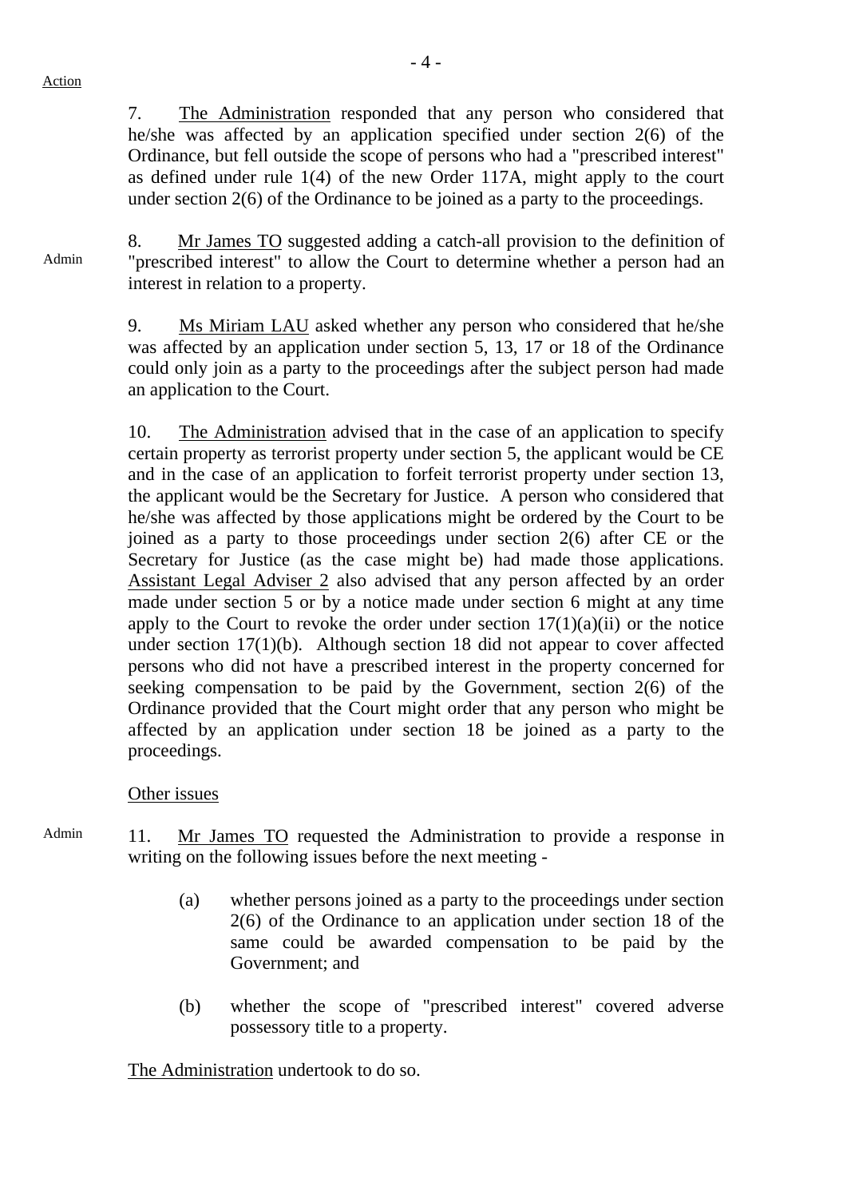Action

7. The Administration responded that any person who considered that he/she was affected by an application specified under section 2(6) of the Ordinance, but fell outside the scope of persons who had a "prescribed interest" as defined under rule 1(4) of the new Order 117A, might apply to the court under section 2(6) of the Ordinance to be joined as a party to the proceedings.

Admin

8. Mr James TO suggested adding a catch-all provision to the definition of "prescribed interest" to allow the Court to determine whether a person had an interest in relation to a property.

9. Ms Miriam LAU asked whether any person who considered that he/she was affected by an application under section 5, 13, 17 or 18 of the Ordinance could only join as a party to the proceedings after the subject person had made an application to the Court.

10. The Administration advised that in the case of an application to specify certain property as terrorist property under section 5, the applicant would be CE and in the case of an application to forfeit terrorist property under section 13, the applicant would be the Secretary for Justice. A person who considered that he/she was affected by those applications might be ordered by the Court to be joined as a party to those proceedings under section 2(6) after CE or the Secretary for Justice (as the case might be) had made those applications. Assistant Legal Adviser 2 also advised that any person affected by an order made under section 5 or by a notice made under section 6 might at any time apply to the Court to revoke the order under section 17(1)(a)(ii) or the notice under section 17(1)(b). Although section 18 did not appear to cover affected persons who did not have a prescribed interest in the property concerned for seeking compensation to be paid by the Government, section 2(6) of the Ordinance provided that the Court might order that any person who might be affected by an application under section 18 be joined as a party to the proceedings.

Other issues

Admin

11. Mr James TO requested the Administration to provide a response in writing on the following issues before the next meeting -

(a) whether persons joined as a party to the proceedings under section 2(6) of the Ordinance to an application under section 18 of the same could be awarded compensation to be paid by the Government; and

(b) whether the scope of "prescribed interest" covered adverse possessory title to a property.

The Administration undertook to do so.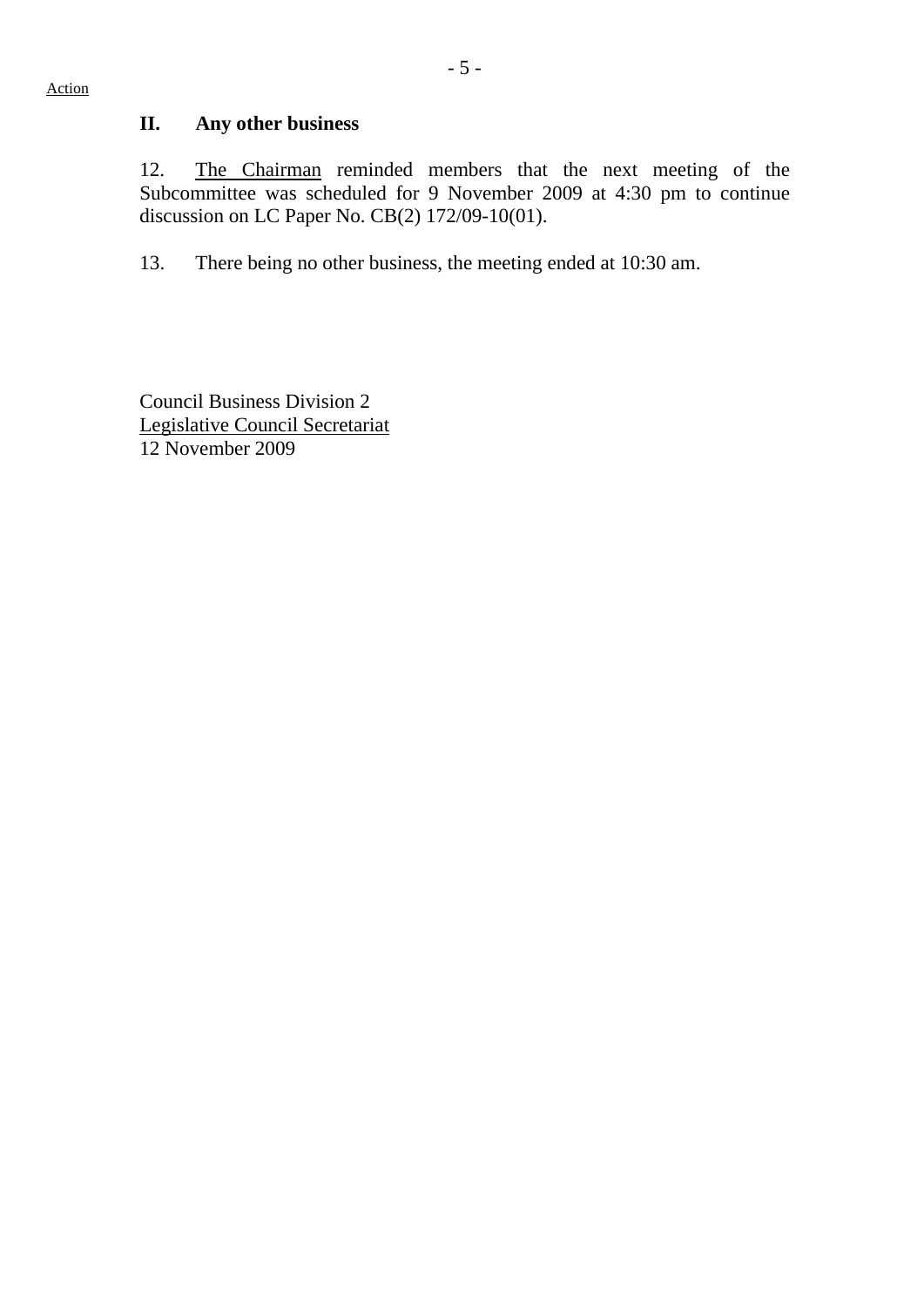Action

## II. Any other business

12. The Chairman reminded members that the next meeting of the Subcommittee was scheduled for 9 November 2009 at 4:30 pm to continue discussion on LC Paper No. CB(2) 172/09-10(01).

13. There being no other business, the meeting ended at 10:30 am.

Council Business Division 2
Legislative Council Secretariat
12 November 2009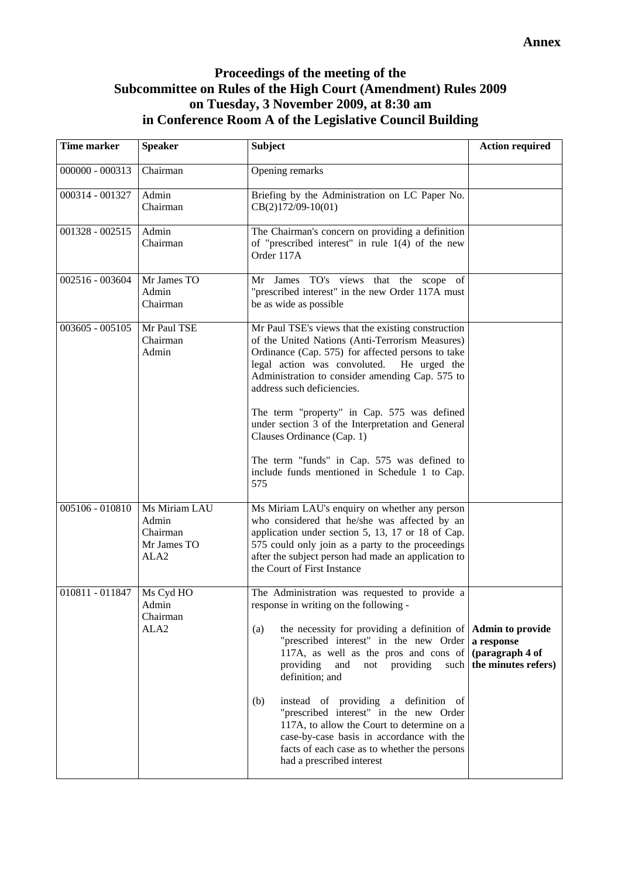**Annex**

## Proceedings of the meeting of the Subcommittee on Rules of the High Court (Amendment) Rules 2009 on Tuesday, 3 November 2009, at 8:30 am in Conference Room A of the Legislative Council Building

| Time marker | Speaker | Subject | Action required |
|---|---|---|---|
| 000000 - 000313 | Chairman | Opening remarks | |
| 000314 - 001327 | Admin<br>Chairman | Briefing by the Administration on LC Paper No. CB(2)172/09-10(01) | |
| 001328 - 002515 | Admin<br>Chairman | The Chairman's concern on providing a definition of "prescribed interest" in rule 1(4) of the new Order 117A | |
| 002516 - 003604 | Mr James TO<br>Admin<br>Chairman | Mr James TO's views that the scope of "prescribed interest" in the new Order 117A must be as wide as possible | |
| 003605 - 005105 | Mr Paul TSE<br>Chairman<br>Admin | Mr Paul TSE's views that the existing construction of the United Nations (Anti-Terrorism Measures) Ordinance (Cap. 575) for affected persons to take legal action was convoluted. He urged the Administration to consider amending Cap. 575 to address such deficiencies.<br><br>The term "property" in Cap. 575 was defined under section 3 of the Interpretation and General Clauses Ordinance (Cap. 1)<br><br>The term "funds" in Cap. 575 was defined to include funds mentioned in Schedule 1 to Cap. 575 | |
| 005106 - 010810 | Ms Miriam LAU<br>Admin<br>Chairman<br>Mr James TO<br>ALA2 | Ms Miriam LAU's enquiry on whether any person who considered that he/she was affected by an application under section 5, 13, 17 or 18 of Cap. 575 could only join as a party to the proceedings after the subject person had made an application to the Court of First Instance | |
| 010811 - 011847 | Ms Cyd HO<br>Admin<br>Chairman<br>ALA2 | The Administration was requested to provide a response in writing on the following -<br><br>(a) the necessity for providing a definition of "prescribed interest" in the new Order 117A, as well as the pros and cons of providing and not providing such definition; and<br><br>(b) instead of providing a definition of "prescribed interest" in the new Order 117A, to allow the Court to determine on a case-by-case basis in accordance with the facts of each case as to whether the persons had a prescribed interest | **Admin to provide a response (paragraph 4 of the minutes refers)** |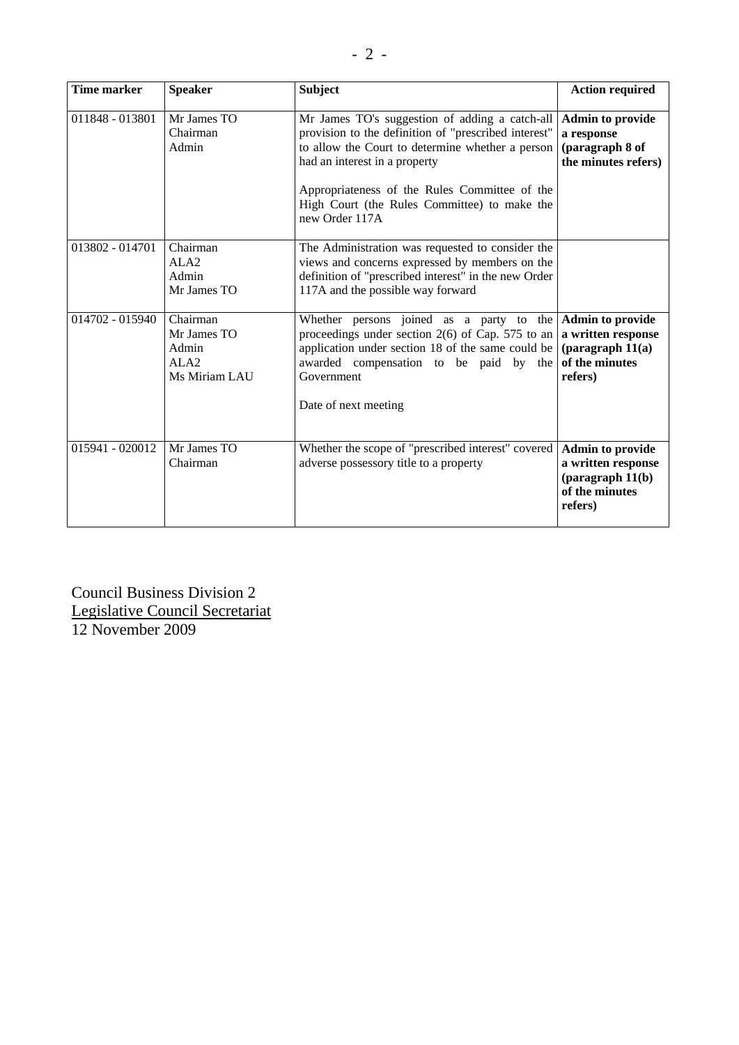| Time marker | Speaker | Subject | Action required |
|---|---|---|---|
| 011848 - 013801 | Mr James TO<br>Chairman<br>Admin | Mr James TO's suggestion of adding a catch-all provision to the definition of "prescribed interest" to allow the Court to determine whether a person had an interest in a property<br><br>Appropriateness of the Rules Committee of the High Court (the Rules Committee) to make the new Order 117A | **Admin to provide a response (paragraph 8 of the minutes refers)** |
| 013802 - 014701 | Chairman<br>ALA2<br>Admin<br>Mr James TO | The Administration was requested to consider the views and concerns expressed by members on the definition of "prescribed interest" in the new Order 117A and the possible way forward | |
| 014702 - 015940 | Chairman<br>Mr James TO<br>Admin<br>ALA2<br>Ms Miriam LAU | Whether persons joined as a party to the proceedings under section 2(6) of Cap. 575 to an application under section 18 of the same could be awarded compensation to be paid by the Government<br><br>Date of next meeting | **Admin to provide a written response (paragraph 11(a) of the minutes refers)** |
| 015941 - 020012 | Mr James TO<br>Chairman | Whether the scope of "prescribed interest" covered adverse possessory title to a property | **Admin to provide a written response (paragraph 11(b) of the minutes refers)** |

Council Business Division 2
Legislative Council Secretariat
12 November 2009